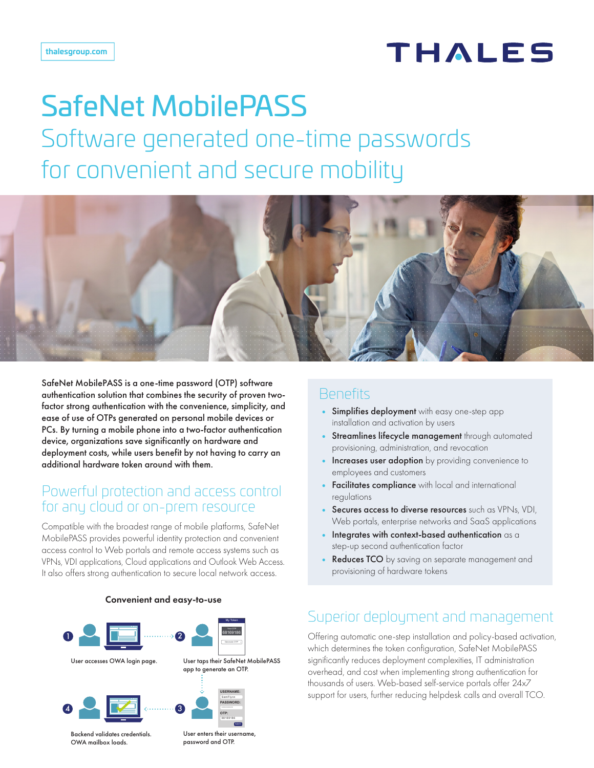# SafeNet MobilePASS

## Software generated one-time passwords for convenient and secure mobility

SafeNet MobilePASS is a one-time password (OTP) software authentication solution that combines the security of proven two-factor strong authentication with the convenience, simplicity, and ease of use of OTPs generated on personal mobile devices or PCs. By turning a mobile phone into a two-factor authentication device, organizations save significantly on hardware and deployment costs, while users benefit by not having to carry an additional hardware token around with them.

## Powerful protection and access control for any cloud or on-prem resource

Compatible with the broadest range of mobile platforms, SafeNet MobilePASS provides powerful identity protection and convenient access control to Web portals and remote access systems such as VPNs, VDI applications, Cloud applications and Outlook Web Access. It also offers strong authentication to secure local network access.

**Convenient and easy-to-use**

1. User accesses OWA login page.
2. User taps their SafeNet MobilePASS app to generate an OTP.
3. User enters their username, password and OTP.
4. Backend validates credentials. OWA mailbox loads.

## Benefits

- **Simplifies deployment** with easy one-step app installation and activation by users
- **Streamlines lifecycle management** through automated provisioning, administration, and revocation
- **Increases user adoption** by providing convenience to employees and customers
- **Facilitates compliance** with local and international regulations
- **Secures access to diverse resources** such as VPNs, VDI, Web portals, enterprise networks and SaaS applications
- **Integrates with context-based authentication** as a step-up second authentication factor
- **Reduces TCO** by saving on separate management and provisioning of hardware tokens

## Superior deployment and management

Offering automatic one-step installation and policy-based activation, which determines the token configuration, SafeNet MobilePASS significantly reduces deployment complexities, IT administration overhead, and cost when implementing strong authentication for thousands of users. Web-based self-service portals offer 24x7 support for users, further reducing helpdesk calls and overall TCO.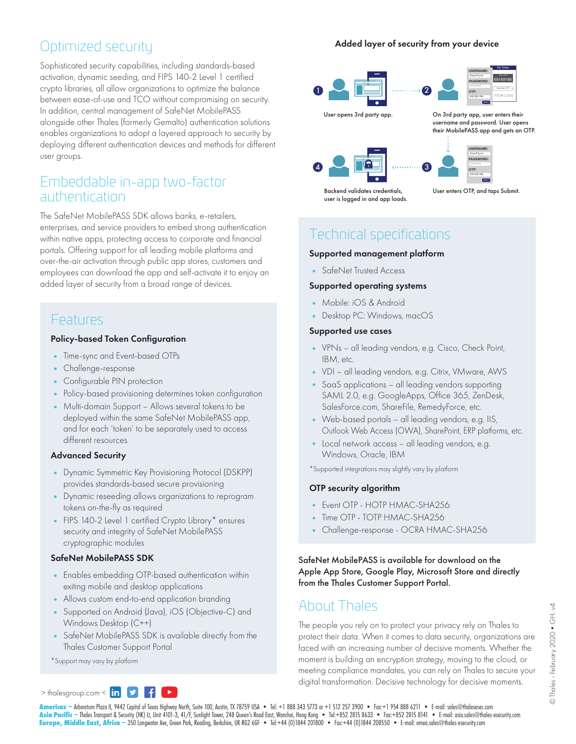## Optimized security

Sophisticated security capabilities, including standards-based activation, dynamic seeding, and FIPS 140-2 Level 1 certified crypto libraries, all allow organizations to optimize the balance between ease-of-use and TCO without compromising on security. In addition, central management of SafeNet MobilePASS alongside other Thales (formerly Gemalto) authentication solutions enables organizations to adopt a layered approach to security by deploying different authentication devices and methods for different user groups.

## Embeddable in-app two-factor authentication

The SafeNet MobilePASS SDK allows banks, e-retailers, enterprises, and service providers to embed strong authentication within native apps, protecting access to corporate and financial portals. Offering support for all leading mobile platforms and over-the-air activation through public app stores, customers and employees can download the app and self-activate it to enjoy an added layer of security from a broad range of devices.

## Features

### Policy-based Token Configuration

- Time-sync and Event-based OTPs
- Challenge-response
- Configurable PIN protection
- Policy-based provisioning determines token configuration
- Multi-domain Support – Allows several tokens to be deployed within the same SafeNet MobilePASS app, and for each 'token' to be separately used to access different resources

### Advanced Security

- Dynamic Symmetric Key Provisioning Protocol (DSKPP) provides standards-based secure provisioning
- Dynamic reseeding allows organizations to reprogram tokens on-the-fly as required
- FIPS 140-2 Level 1 certified Crypto Library* ensures security and integrity of SafeNet MobilePASS cryptographic modules

### SafeNet MobilePASS SDK

- Enables embedding OTP-based authentication within exiting mobile and desktop applications
- Allows custom end-to-end application branding
- Supported on Android (Java), iOS (Objective-C) and Windows Desktop (C++)
- SafeNet MobilePASS SDK is available directly from the Thales Customer Support Portal

*Support may vary by platform

### Added layer of security from your device

1. User opens 3rd party app.
2. On 3rd party app, user enters their username and password. User opens their MobilePASS app and gets an OTP.
3. User enters OTP, and taps Submit.
4. Backend validates credentials, user is logged in and app loads.

## Technical specifications

### Supported management platform

- SafeNet Trusted Access

### Supported operating systems

- Mobile: iOS & Android
- Desktop PC: Windows, macOS

### Supported use cases

- VPNs – all leading vendors, e.g. Cisco, Check Point, IBM, etc.
- VDI – all leading vendors, e.g. Citrix, VMware, AWS
- SaaS applications – all leading vendors supporting SAML 2.0, e.g. GoogleApps, Office 365, ZenDesk, SalesForce.com, ShareFile, RemedyForce, etc.
- Web-based portals – all leading vendors, e.g. IIS, Outlook Web Access (OWA), SharePoint, ERP platforms, etc.
- Local network access – all leading vendors, e.g. Windows, Oracle, IBM

*Supported integrations may slightly vary by platform

### OTP security algorithm

- Event OTP - HOTP HMAC-SHA256
- Time OTP - TOTP HMAC-SHA256
- Challenge-response - OCRA HMAC-SHA256

**SafeNet MobilePASS is available for download on the Apple App Store, Google Play, Microsoft Store and directly from the Thales Customer Support Portal.**

## About Thales

The people you rely on to protect your privacy rely on Thales to protect their data. When it comes to data security, organizations are faced with an increasing number of decisive moments. Whether the moment is building an encryption strategy, moving to the cloud, or meeting compliance mandates, you can rely on Thales to secure your digital transformation. Decisive technology for decisive moments.

> thalesgroup.com <

**Americas** – Arboretum Plaza II, 9442 Capital of Texas Highway North, Suite 100, Austin, TX 78759 USA • Tel: +1 888 343 5773 or +1 512 257 3900 • Fax:+1 954 888 6211 • E-mail: sales@thalesesec.com
**Asia Pacific** – Thales Transport & Security (HK) Lt, Unit 4101-3, 41/F, Sunlight Tower, 248 Queen's Road East, Wanchai, Hong Kong • Tel:+852 2815 8633 • Fax:+852 2815 8141 • E-mail: asia.sales@thales-esecurity.com
**Europe, Middle East, Africa** – 350 Longwater Ave, Green Park, Reading, Berkshire, UK RG2 6GF • Tel:+44 (0)1844 201800 • Fax:+44 (0)1844 208550 • E-mail: emea.sales@thales-esecurity.com

© Thales - February 2020 • GH, v4